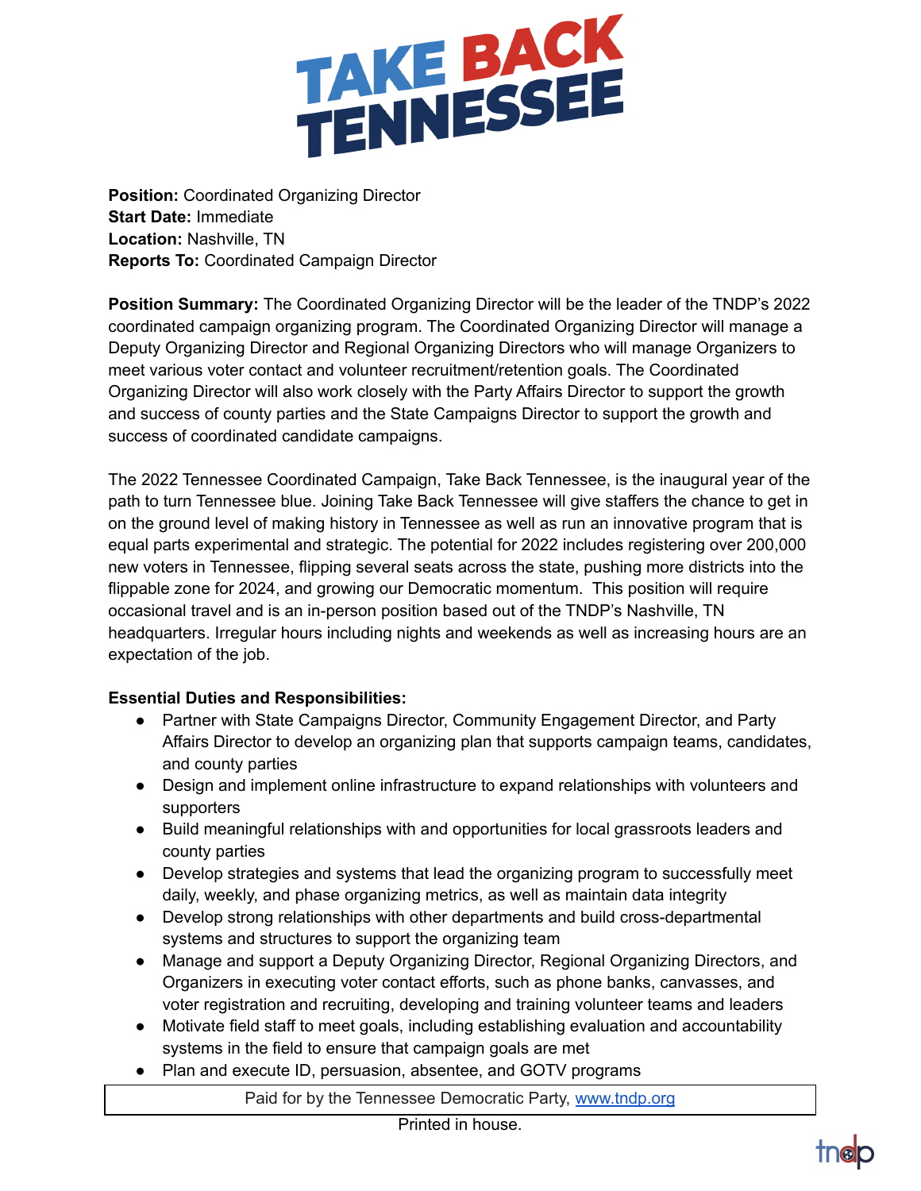# TAKE BACK TENNESSEE

**Position:** Coordinated Organizing Director
**Start Date:** Immediate
**Location:** Nashville, TN
**Reports To:** Coordinated Campaign Director

**Position Summary:** The Coordinated Organizing Director will be the leader of the TNDP's 2022 coordinated campaign organizing program. The Coordinated Organizing Director will manage a Deputy Organizing Director and Regional Organizing Directors who will manage Organizers to meet various voter contact and volunteer recruitment/retention goals. The Coordinated Organizing Director will also work closely with the Party Affairs Director to support the growth and success of county parties and the State Campaigns Director to support the growth and success of coordinated candidate campaigns.

The 2022 Tennessee Coordinated Campaign, Take Back Tennessee, is the inaugural year of the path to turn Tennessee blue. Joining Take Back Tennessee will give staffers the chance to get in on the ground level of making history in Tennessee as well as run an innovative program that is equal parts experimental and strategic. The potential for 2022 includes registering over 200,000 new voters in Tennessee, flipping several seats across the state, pushing more districts into the flippable zone for 2024, and growing our Democratic momentum. This position will require occasional travel and is an in-person position based out of the TNDP's Nashville, TN headquarters. Irregular hours including nights and weekends as well as increasing hours are an expectation of the job.

**Essential Duties and Responsibilities:**

- Partner with State Campaigns Director, Community Engagement Director, and Party Affairs Director to develop an organizing plan that supports campaign teams, candidates, and county parties
- Design and implement online infrastructure to expand relationships with volunteers and supporters
- Build meaningful relationships with and opportunities for local grassroots leaders and county parties
- Develop strategies and systems that lead the organizing program to successfully meet daily, weekly, and phase organizing metrics, as well as maintain data integrity
- Develop strong relationships with other departments and build cross-departmental systems and structures to support the organizing team
- Manage and support a Deputy Organizing Director, Regional Organizing Directors, and Organizers in executing voter contact efforts, such as phone banks, canvasses, and voter registration and recruiting, developing and training volunteer teams and leaders
- Motivate field staff to meet goals, including establishing evaluation and accountability systems in the field to ensure that campaign goals are met
- Plan and execute ID, persuasion, absentee, and GOTV programs

Paid for by the Tennessee Democratic Party, [www.tndp.org](http://www.tndp.org)

Printed in house.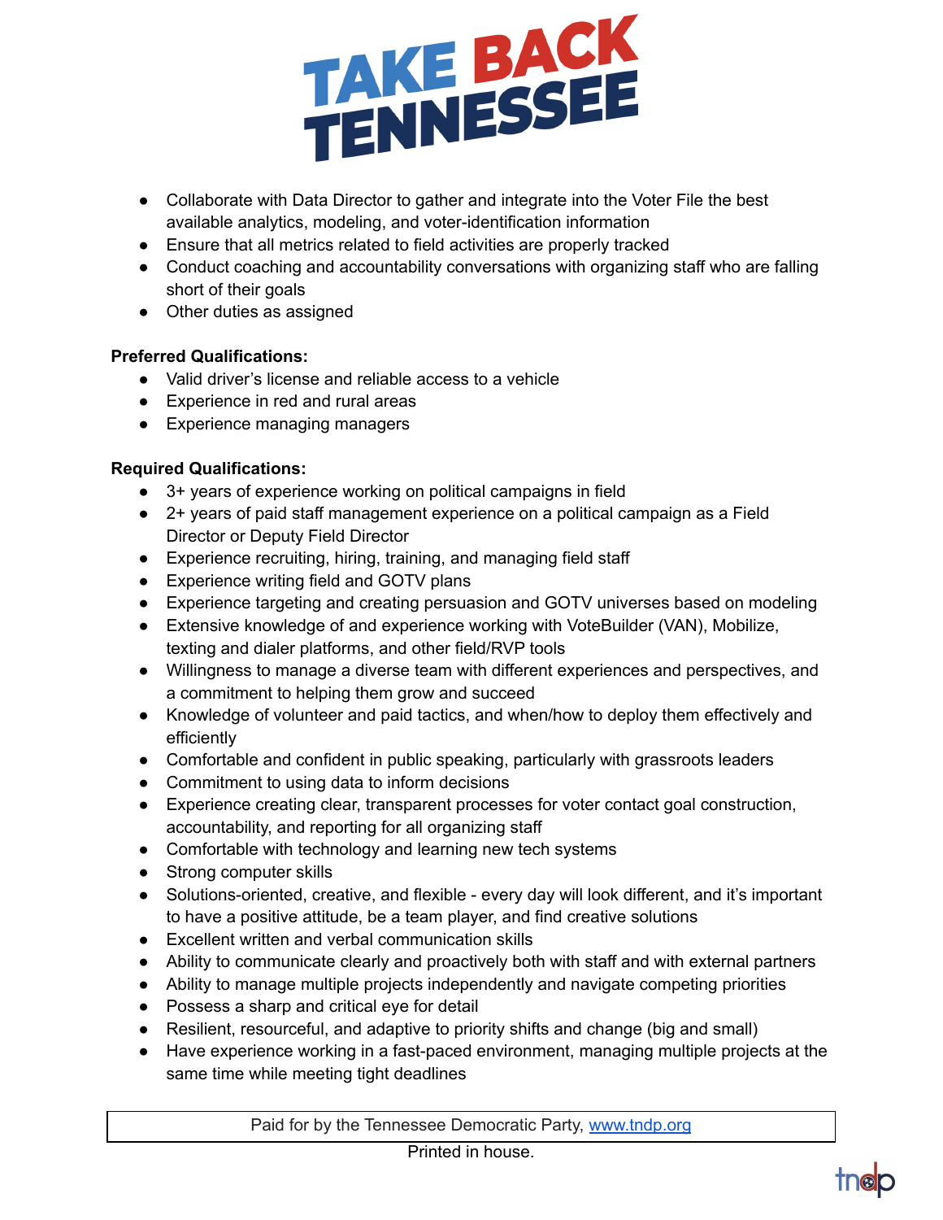- Collaborate with Data Director to gather and integrate into the Voter File the best available analytics, modeling, and voter-identification information
- Ensure that all metrics related to field activities are properly tracked
- Conduct coaching and accountability conversations with organizing staff who are falling short of their goals
- Other duties as assigned

**Preferred Qualifications:**

- Valid driver's license and reliable access to a vehicle
- Experience in red and rural areas
- Experience managing managers

**Required Qualifications:**

- 3+ years of experience working on political campaigns in field
- 2+ years of paid staff management experience on a political campaign as a Field Director or Deputy Field Director
- Experience recruiting, hiring, training, and managing field staff
- Experience writing field and GOTV plans
- Experience targeting and creating persuasion and GOTV universes based on modeling
- Extensive knowledge of and experience working with VoteBuilder (VAN), Mobilize, texting and dialer platforms, and other field/RVP tools
- Willingness to manage a diverse team with different experiences and perspectives, and a commitment to helping them grow and succeed
- Knowledge of volunteer and paid tactics, and when/how to deploy them effectively and efficiently
- Comfortable and confident in public speaking, particularly with grassroots leaders
- Commitment to using data to inform decisions
- Experience creating clear, transparent processes for voter contact goal construction, accountability, and reporting for all organizing staff
- Comfortable with technology and learning new tech systems
- Strong computer skills
- Solutions-oriented, creative, and flexible - every day will look different, and it's important to have a positive attitude, be a team player, and find creative solutions
- Excellent written and verbal communication skills
- Ability to communicate clearly and proactively both with staff and with external partners
- Ability to manage multiple projects independently and navigate competing priorities
- Possess a sharp and critical eye for detail
- Resilient, resourceful, and adaptive to priority shifts and change (big and small)
- Have experience working in a fast-paced environment, managing multiple projects at the same time while meeting tight deadlines

Paid for by the Tennessee Democratic Party, www.tndp.org

Printed in house.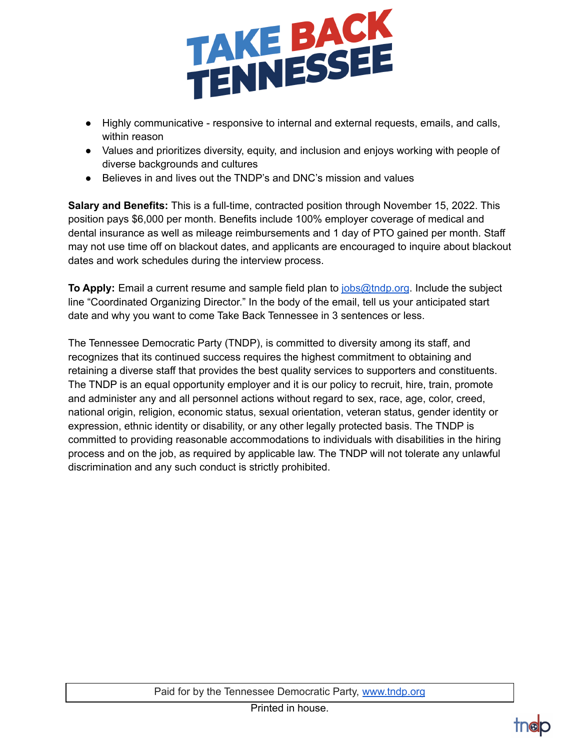- Highly communicative - responsive to internal and external requests, emails, and calls, within reason
- Values and prioritizes diversity, equity, and inclusion and enjoys working with people of diverse backgrounds and cultures
- Believes in and lives out the TNDP's and DNC's mission and values

**Salary and Benefits:** This is a full-time, contracted position through November 15, 2022. This position pays $6,000 per month. Benefits include 100% employer coverage of medical and dental insurance as well as mileage reimbursements and 1 day of PTO gained per month. Staff may not use time off on blackout dates, and applicants are encouraged to inquire about blackout dates and work schedules during the interview process.

**To Apply:** Email a current resume and sample field plan to jobs@tndp.org. Include the subject line "Coordinated Organizing Director." In the body of the email, tell us your anticipated start date and why you want to come Take Back Tennessee in 3 sentences or less.

The Tennessee Democratic Party (TNDP), is committed to diversity among its staff, and recognizes that its continued success requires the highest commitment to obtaining and retaining a diverse staff that provides the best quality services to supporters and constituents. The TNDP is an equal opportunity employer and it is our policy to recruit, hire, train, promote and administer any and all personnel actions without regard to sex, race, age, color, creed, national origin, religion, economic status, sexual orientation, veteran status, gender identity or expression, ethnic identity or disability, or any other legally protected basis. The TNDP is committed to providing reasonable accommodations to individuals with disabilities in the hiring process and on the job, as required by applicable law. The TNDP will not tolerate any unlawful discrimination and any such conduct is strictly prohibited.

Paid for by the Tennessee Democratic Party, www.tndp.org

Printed in house.